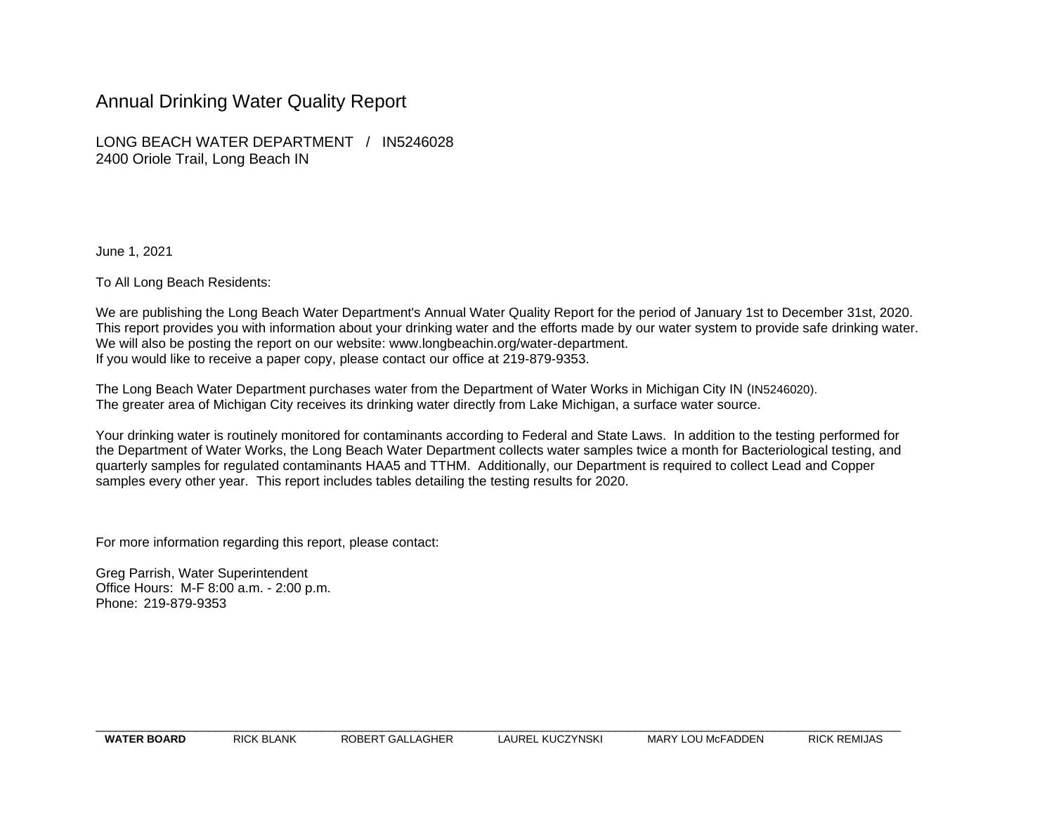# Annual Drinking Water Quality Report

LONG BEACH WATER DEPARTMENT / IN5246028
2400 Oriole Trail, Long Beach IN

June 1, 2021

To All Long Beach Residents:

We are publishing the Long Beach Water Department's Annual Water Quality Report for the period of January 1st to December 31st, 2020. This report provides you with information about your drinking water and the efforts made by our water system to provide safe drinking water. We will also be posting the report on our website: www.longbeachin.org/water-department.
If you would like to receive a paper copy, please contact our office at 219-879-9353.

The Long Beach Water Department purchases water from the Department of Water Works in Michigan City IN (IN5246020).
The greater area of Michigan City receives its drinking water directly from Lake Michigan, a surface water source.

Your drinking water is routinely monitored for contaminants according to Federal and State Laws. In addition to the testing performed for the Department of Water Works, the Long Beach Water Department collects water samples twice a month for Bacteriological testing, and quarterly samples for regulated contaminants HAA5 and TTHM. Additionally, our Department is required to collect Lead and Copper samples every other year. This report includes tables detailing the testing results for 2020.

For more information regarding this report, please contact:

Greg Parrish, Water Superintendent
Office Hours: M-F 8:00 a.m. - 2:00 p.m.
Phone: 219-879-9353

**WATER BOARD** RICK BLANK ROBERT GALLAGHER LAUREL KUCZYNSKI MARY LOU McFADDEN RICK REMIJAS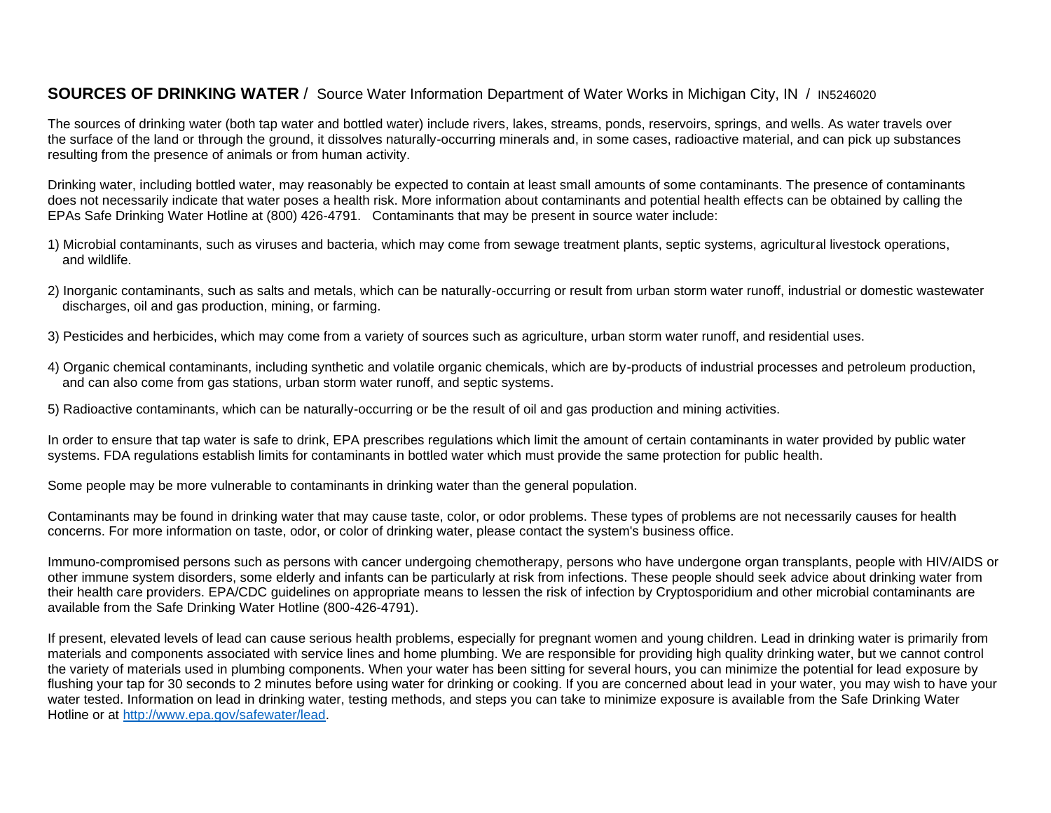**SOURCES OF DRINKING WATER** / Source Water Information Department of Water Works in Michigan City, IN / IN5246020

The sources of drinking water (both tap water and bottled water) include rivers, lakes, streams, ponds, reservoirs, springs, and wells. As water travels over the surface of the land or through the ground, it dissolves naturally-occurring minerals and, in some cases, radioactive material, and can pick up substances resulting from the presence of animals or from human activity.

Drinking water, including bottled water, may reasonably be expected to contain at least small amounts of some contaminants. The presence of contaminants does not necessarily indicate that water poses a health risk. More information about contaminants and potential health effects can be obtained by calling the EPAs Safe Drinking Water Hotline at (800) 426-4791. Contaminants that may be present in source water include:

1) Microbial contaminants, such as viruses and bacteria, which may come from sewage treatment plants, septic systems, agricultural livestock operations, and wildlife.

2) Inorganic contaminants, such as salts and metals, which can be naturally-occurring or result from urban storm water runoff, industrial or domestic wastewater discharges, oil and gas production, mining, or farming.

3) Pesticides and herbicides, which may come from a variety of sources such as agriculture, urban storm water runoff, and residential uses.

4) Organic chemical contaminants, including synthetic and volatile organic chemicals, which are by-products of industrial processes and petroleum production, and can also come from gas stations, urban storm water runoff, and septic systems.

5) Radioactive contaminants, which can be naturally-occurring or be the result of oil and gas production and mining activities.

In order to ensure that tap water is safe to drink, EPA prescribes regulations which limit the amount of certain contaminants in water provided by public water systems. FDA regulations establish limits for contaminants in bottled water which must provide the same protection for public health.

Some people may be more vulnerable to contaminants in drinking water than the general population.

Contaminants may be found in drinking water that may cause taste, color, or odor problems. These types of problems are not necessarily causes for health concerns. For more information on taste, odor, or color of drinking water, please contact the system's business office.

Immuno-compromised persons such as persons with cancer undergoing chemotherapy, persons who have undergone organ transplants, people with HIV/AIDS or other immune system disorders, some elderly and infants can be particularly at risk from infections. These people should seek advice about drinking water from their health care providers. EPA/CDC guidelines on appropriate means to lessen the risk of infection by Cryptosporidium and other microbial contaminants are available from the Safe Drinking Water Hotline (800-426-4791).

If present, elevated levels of lead can cause serious health problems, especially for pregnant women and young children. Lead in drinking water is primarily from materials and components associated with service lines and home plumbing. We are responsible for providing high quality drinking water, but we cannot control the variety of materials used in plumbing components. When your water has been sitting for several hours, you can minimize the potential for lead exposure by flushing your tap for 30 seconds to 2 minutes before using water for drinking or cooking. If you are concerned about lead in your water, you may wish to have your water tested. Information on lead in drinking water, testing methods, and steps you can take to minimize exposure is available from the Safe Drinking Water Hotline or at http://www.epa.gov/safewater/lead.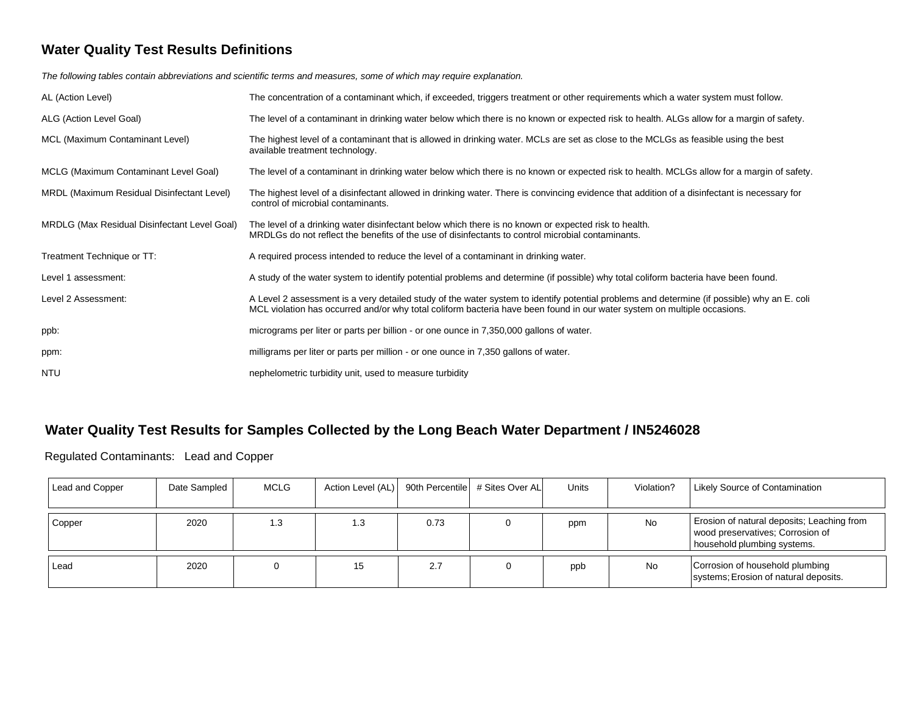## Water Quality Test Results Definitions

*The following tables contain abbreviations and scientific terms and measures, some of which may require explanation.*

| Term | Definition |
|---|---|
| AL (Action Level) | The concentration of a contaminant which, if exceeded, triggers treatment or other requirements which a water system must follow. |
| ALG (Action Level Goal) | The level of a contaminant in drinking water below which there is no known or expected risk to health. ALGs allow for a margin of safety. |
| MCL (Maximum Contaminant Level) | The highest level of a contaminant that is allowed in drinking water. MCLs are set as close to the MCLGs as feasible using the best available treatment technology. |
| MCLG (Maximum Contaminant Level Goal) | The level of a contaminant in drinking water below which there is no known or expected risk to health. MCLGs allow for a margin of safety. |
| MRDL (Maximum Residual Disinfectant Level) | The highest level of a disinfectant allowed in drinking water. There is convincing evidence that addition of a disinfectant is necessary for control of microbial contaminants. |
| MRDLG (Max Residual Disinfectant Level Goal) | The level of a drinking water disinfectant below which there is no known or expected risk to health. MRDLGs do not reflect the benefits of the use of disinfectants to control microbial contaminants. |
| Treatment Technique or TT: | A required process intended to reduce the level of a contaminant in drinking water. |
| Level 1 assessment: | A study of the water system to identify potential problems and determine (if possible) why total coliform bacteria have been found. |
| Level 2 Assessment: | A Level 2 assessment is a very detailed study of the water system to identify potential problems and determine (if possible) why an E. coli MCL violation has occurred and/or why total coliform bacteria have been found in our water system on multiple occasions. |
| ppb: | micrograms per liter or parts per billion - or one ounce in 7,350,000 gallons of water. |
| ppm: | milligrams per liter or parts per million - or one ounce in 7,350 gallons of water. |
| NTU | nephelometric turbidity unit, used to measure turbidity |

## Water Quality Test Results for Samples Collected by the Long Beach Water Department / IN5246028

Regulated Contaminants: Lead and Copper

| Lead and Copper | Date Sampled | MCLG | Action Level (AL) | 90th Percentile | # Sites Over AL | Units | Violation? | Likely Source of Contamination |
|---|---|---|---|---|---|---|---|---|
| Copper | 2020 | 1.3 | 1.3 | 0.73 | 0 | ppm | No | Erosion of natural deposits; Leaching from wood preservatives; Corrosion of household plumbing systems. |
| Lead | 2020 | 0 | 15 | 2.7 | 0 | ppb | No | Corrosion of household plumbing systems; Erosion of natural deposits. |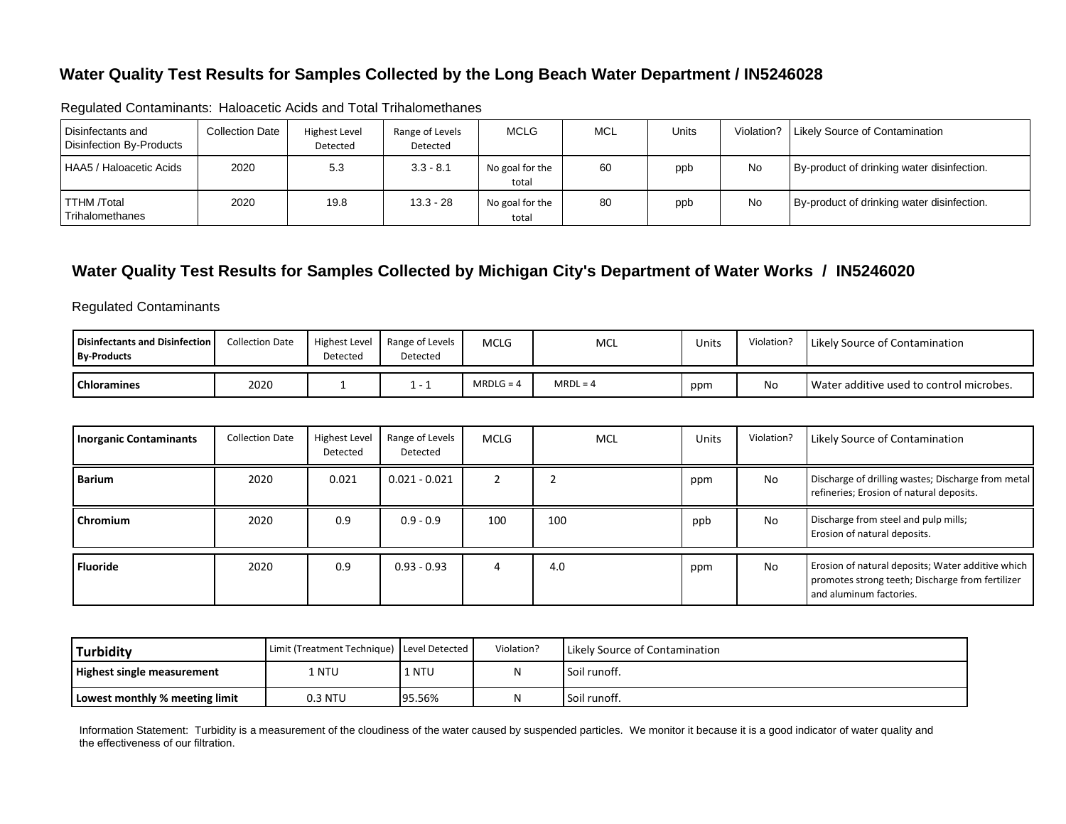## Water Quality Test Results for Samples Collected by the Long Beach Water Department / IN5246028

Regulated Contaminants: Haloacetic Acids and Total Trihalomethanes

| Disinfectants and Disinfection By-Products | Collection Date | Highest Level Detected | Range of Levels Detected | MCLG | MCL | Units | Violation? | Likely Source of Contamination |
|---|---|---|---|---|---|---|---|---|
| HAA5 / Haloacetic Acids | 2020 | 5.3 | 3.3 - 8.1 | No goal for the total | 60 | ppb | No | By-product of drinking water disinfection. |
| TTHM /Total Trihalomethanes | 2020 | 19.8 | 13.3 - 28 | No goal for the total | 80 | ppb | No | By-product of drinking water disinfection. |

## Water Quality Test Results for Samples Collected by Michigan City's Department of Water Works / IN5246020

Regulated Contaminants

| Disinfectants and Disinfection By-Products | Collection Date | Highest Level Detected | Range of Levels Detected | MCLG | MCL | Units | Violation? | Likely Source of Contamination |
|---|---|---|---|---|---|---|---|---|
| **Chloramines** | 2020 | 1 | 1 - 1 | MRDLG = 4 | MRDL = 4 | ppm | No | Water additive used to control microbes. |

| Inorganic Contaminants | Collection Date | Highest Level Detected | Range of Levels Detected | MCLG | MCL | Units | Violation? | Likely Source of Contamination |
|---|---|---|---|---|---|---|---|---|
| **Barium** | 2020 | 0.021 | 0.021 - 0.021 | 2 | 2 | ppm | No | Discharge of drilling wastes; Discharge from metal refineries; Erosion of natural deposits. |
| **Chromium** | 2020 | 0.9 | 0.9 - 0.9 | 100 | 100 | ppb | No | Discharge from steel and pulp mills; Erosion of natural deposits. |
| **Fluoride** | 2020 | 0.9 | 0.93 - 0.93 | 4 | 4.0 | ppm | No | Erosion of natural deposits; Water additive which promotes strong teeth; Discharge from fertilizer and aluminum factories. |

| Turbidity | Limit (Treatment Technique) | Level Detected | Violation? | Likely Source of Contamination |
|---|---|---|---|---|
| **Highest single measurement** | 1 NTU | 1 NTU | N | Soil runoff. |
| **Lowest monthly % meeting limit** | 0.3 NTU | 95.56% | N | Soil runoff. |

Information Statement: Turbidity is a measurement of the cloudiness of the water caused by suspended particles. We monitor it because it is a good indicator of water quality and the effectiveness of our filtration.